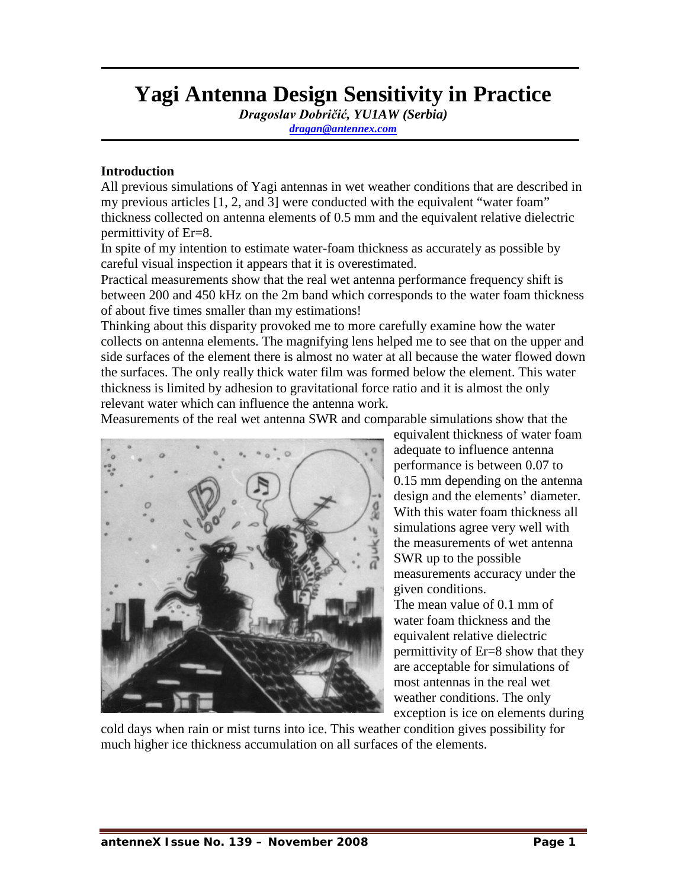# Yagi Antenna Design Sensitivity in Practice

***Dragoslav Dobričić, YU1AW (Serbia)***

*dragan@antennex.com*

## Introduction

All previous simulations of Yagi antennas in wet weather conditions that are described in my previous articles [1, 2, and 3] were conducted with the equivalent "water foam" thickness collected on antenna elements of 0.5 mm and the equivalent relative dielectric permittivity of Er=8.

In spite of my intention to estimate water-foam thickness as accurately as possible by careful visual inspection it appears that it is overestimated.

Practical measurements show that the real wet antenna performance frequency shift is between 200 and 450 kHz on the 2m band which corresponds to the water foam thickness of about five times smaller than my estimations!

Thinking about this disparity provoked me to more carefully examine how the water collects on antenna elements. The magnifying lens helped me to see that on the upper and side surfaces of the element there is almost no water at all because the water flowed down the surfaces. The only really thick water film was formed below the element. This water thickness is limited by adhesion to gravitational force ratio and it is almost the only relevant water which can influence the antenna work.

Measurements of the real wet antenna SWR and comparable simulations show that the equivalent thickness of water foam adequate to influence antenna performance is between 0.07 to 0.15 mm depending on the antenna design and the elements' diameter. With this water foam thickness all simulations agree very well with the measurements of wet antenna SWR up to the possible measurements accuracy under the given conditions.

The mean value of 0.1 mm of water foam thickness and the equivalent relative dielectric permittivity of Er=8 show that they are acceptable for simulations of most antennas in the real wet weather conditions. The only exception is ice on elements during cold days when rain or mist turns into ice. This weather condition gives possibility for much higher ice thickness accumulation on all surfaces of the elements.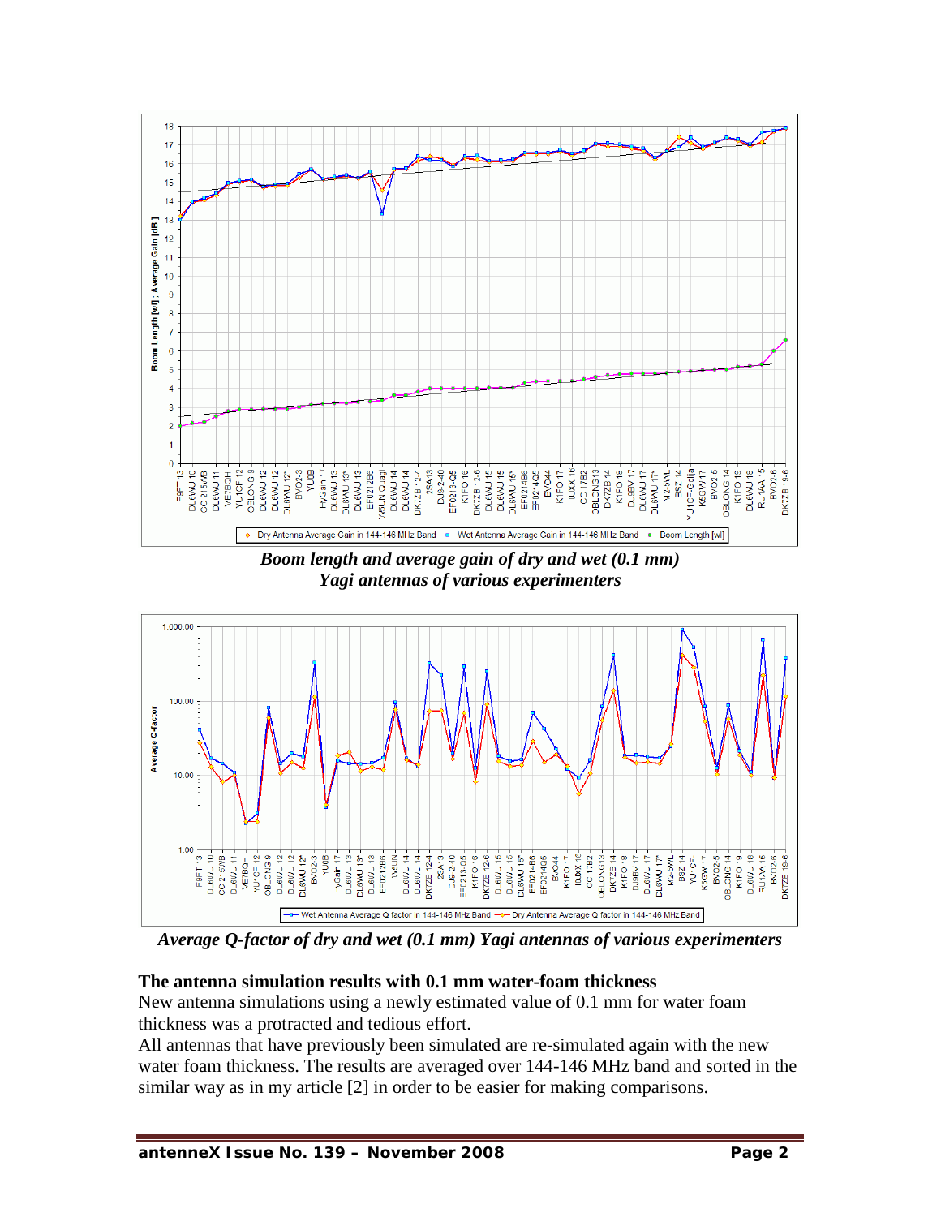*Boom length and average gain of dry and wet (0.1 mm) Yagi antennas of various experimenters*

*Average Q-factor of dry and wet (0.1 mm) Yagi antennas of various experimenters*

**The antenna simulation results with 0.1 mm water-foam thickness**

New antenna simulations using a newly estimated value of 0.1 mm for water foam thickness was a protracted and tedious effort.

All antennas that have previously been simulated are re-simulated again with the new water foam thickness. The results are averaged over 144-146 MHz band and sorted in the similar way as in my article [2] in order to be easier for making comparisons.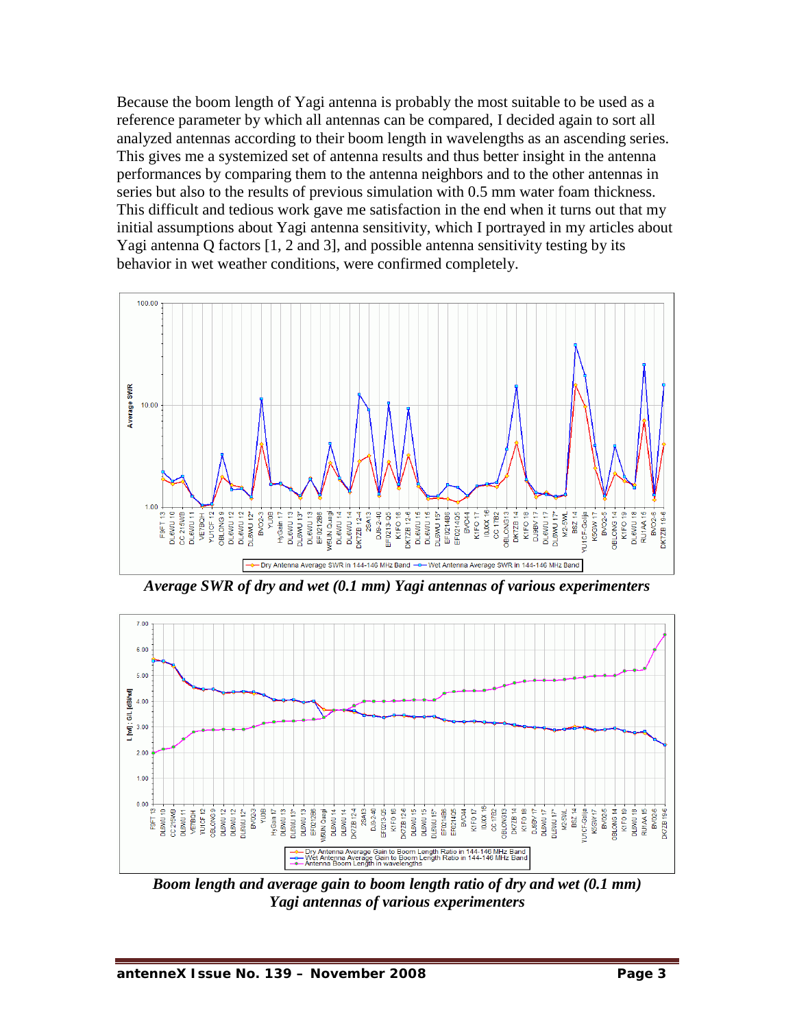Because the boom length of Yagi antenna is probably the most suitable to be used as a reference parameter by which all antennas can be compared, I decided again to sort all analyzed antennas according to their boom length in wavelengths as an ascending series. This gives me a systemized set of antenna results and thus better insight in the antenna performances by comparing them to the antenna neighbors and to the other antennas in series but also to the results of previous simulation with 0.5 mm water foam thickness. This difficult and tedious work gave me satisfaction in the end when it turns out that my initial assumptions about Yagi antenna sensitivity, which I portrayed in my articles about Yagi antenna Q factors [1, 2 and 3], and possible antenna sensitivity testing by its behavior in wet weather conditions, were confirmed completely.

*Average SWR of dry and wet (0.1 mm) Yagi antennas of various experimenters*

***Boom length and average gain to boom length ratio of dry and wet (0.1 mm) Yagi antennas of various experimenters***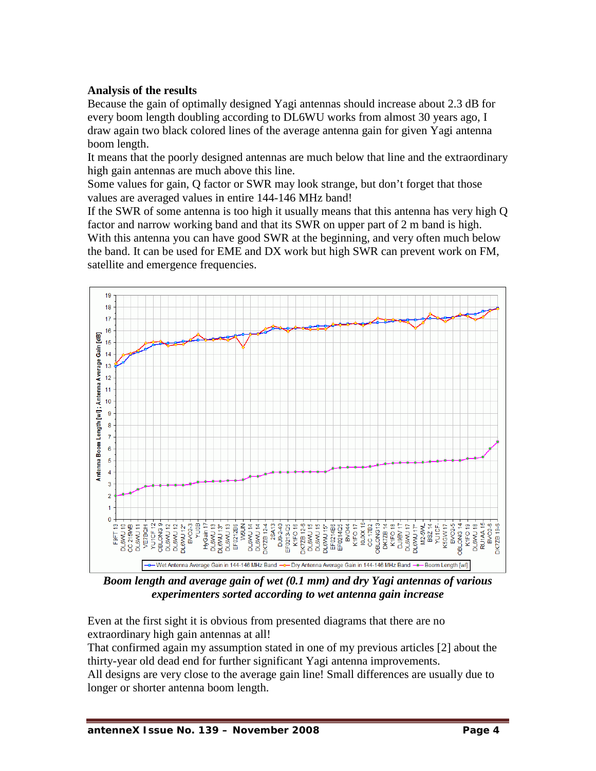**Analysis of the results**

Because the gain of optimally designed Yagi antennas should increase about 2.3 dB for every boom length doubling according to DL6WU works from almost 30 years ago, I draw again two black colored lines of the average antenna gain for given Yagi antenna boom length.

It means that the poorly designed antennas are much below that line and the extraordinary high gain antennas are much above this line.

Some values for gain, Q factor or SWR may look strange, but don't forget that those values are averaged values in entire 144-146 MHz band!

If the SWR of some antenna is too high it usually means that this antenna has very high Q factor and narrow working band and that its SWR on upper part of 2 m band is high. With this antenna you can have good SWR at the beginning, and very often much below the band. It can be used for EME and DX work but high SWR can prevent work on FM, satellite and emergence frequencies.

***Boom length and average gain of wet (0.1 mm) and dry Yagi antennas of various experimenters sorted according to wet antenna gain increase***

Even at the first sight it is obvious from presented diagrams that there are no extraordinary high gain antennas at all!

That confirmed again my assumption stated in one of my previous articles [2] about the thirty-year old dead end for further significant Yagi antenna improvements.

All designs are very close to the average gain line! Small differences are usually due to longer or shorter antenna boom length.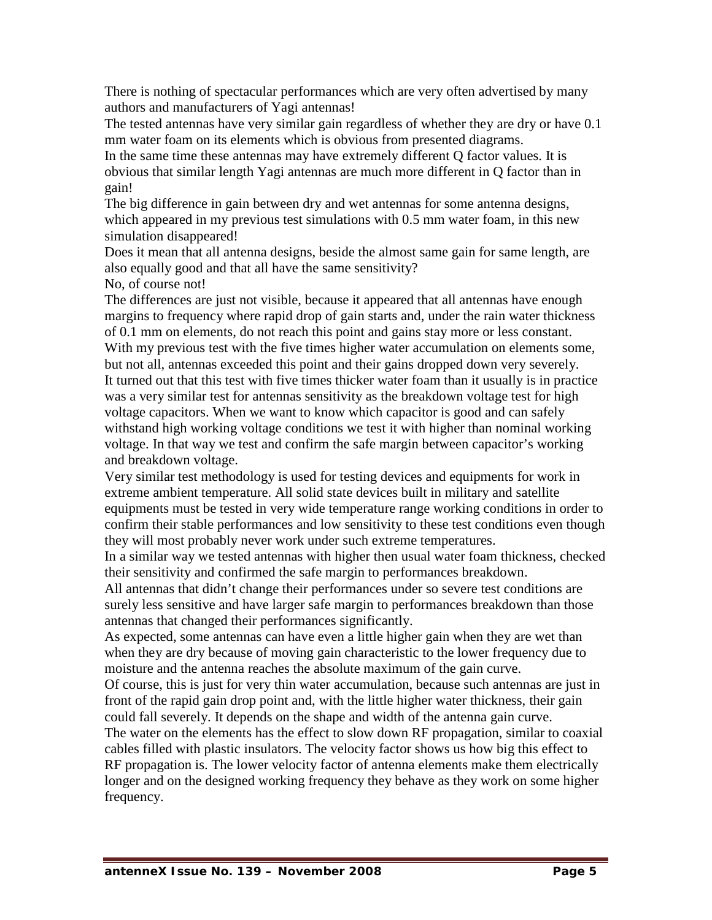There is nothing of spectacular performances which are very often advertised by many authors and manufacturers of Yagi antennas!

The tested antennas have very similar gain regardless of whether they are dry or have 0.1 mm water foam on its elements which is obvious from presented diagrams.

In the same time these antennas may have extremely different Q factor values. It is obvious that similar length Yagi antennas are much more different in Q factor than in gain!

The big difference in gain between dry and wet antennas for some antenna designs, which appeared in my previous test simulations with 0.5 mm water foam, in this new simulation disappeared!

Does it mean that all antenna designs, beside the almost same gain for same length, are also equally good and that all have the same sensitivity?

No, of course not!

The differences are just not visible, because it appeared that all antennas have enough margins to frequency where rapid drop of gain starts and, under the rain water thickness of 0.1 mm on elements, do not reach this point and gains stay more or less constant.

With my previous test with the five times higher water accumulation on elements some, but not all, antennas exceeded this point and their gains dropped down very severely.

It turned out that this test with five times thicker water foam than it usually is in practice was a very similar test for antennas sensitivity as the breakdown voltage test for high voltage capacitors. When we want to know which capacitor is good and can safely withstand high working voltage conditions we test it with higher than nominal working voltage. In that way we test and confirm the safe margin between capacitor's working and breakdown voltage.

Very similar test methodology is used for testing devices and equipments for work in extreme ambient temperature. All solid state devices built in military and satellite equipments must be tested in very wide temperature range working conditions in order to confirm their stable performances and low sensitivity to these test conditions even though they will most probably never work under such extreme temperatures.

In a similar way we tested antennas with higher then usual water foam thickness, checked their sensitivity and confirmed the safe margin to performances breakdown.

All antennas that didn't change their performances under so severe test conditions are surely less sensitive and have larger safe margin to performances breakdown than those antennas that changed their performances significantly.

As expected, some antennas can have even a little higher gain when they are wet than when they are dry because of moving gain characteristic to the lower frequency due to moisture and the antenna reaches the absolute maximum of the gain curve.

Of course, this is just for very thin water accumulation, because such antennas are just in front of the rapid gain drop point and, with the little higher water thickness, their gain could fall severely. It depends on the shape and width of the antenna gain curve.

The water on the elements has the effect to slow down RF propagation, similar to coaxial cables filled with plastic insulators. The velocity factor shows us how big this effect to RF propagation is. The lower velocity factor of antenna elements make them electrically longer and on the designed working frequency they behave as they work on some higher frequency.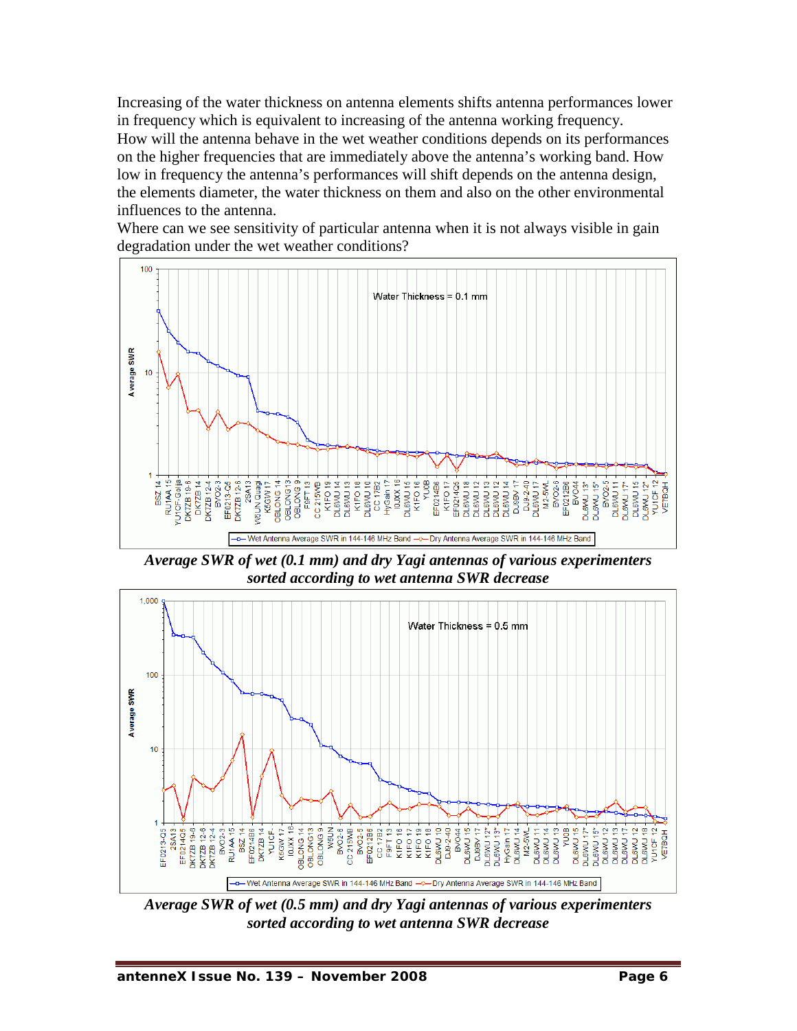Increasing of the water thickness on antenna elements shifts antenna performances lower in frequency which is equivalent to increasing of the antenna working frequency.
How will the antenna behave in the wet weather conditions depends on its performances on the higher frequencies that are immediately above the antenna's working band. How low in frequency the antenna's performances will shift depends on the antenna design, the elements diameter, the water thickness on them and also on the other environmental influences to the antenna.
Where can we see sensitivity of particular antenna when it is not always visible in gain degradation under the wet weather conditions?

***Average SWR of wet (0.1 mm) and dry Yagi antennas of various experimenters sorted according to wet antenna SWR decrease***

***Average SWR of wet (0.5 mm) and dry Yagi antennas of various experimenters sorted according to wet antenna SWR decrease***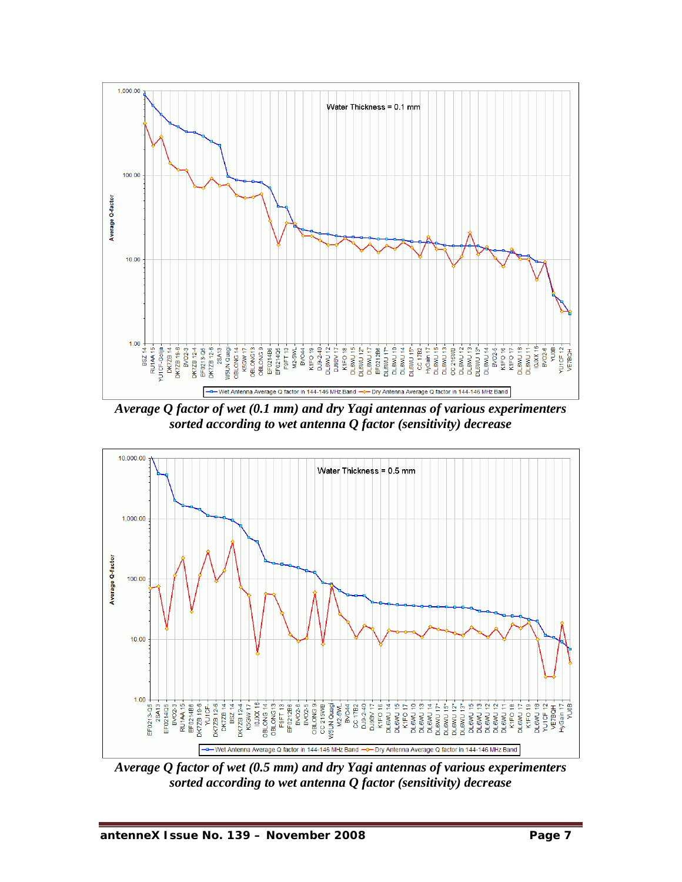*Average Q factor of wet (0.1 mm) and dry Yagi antennas of various experimenters sorted according to wet antenna Q factor (sensitivity) decrease*

*Average Q factor of wet (0.5 mm) and dry Yagi antennas of various experimenters sorted according to wet antenna Q factor (sensitivity) decrease*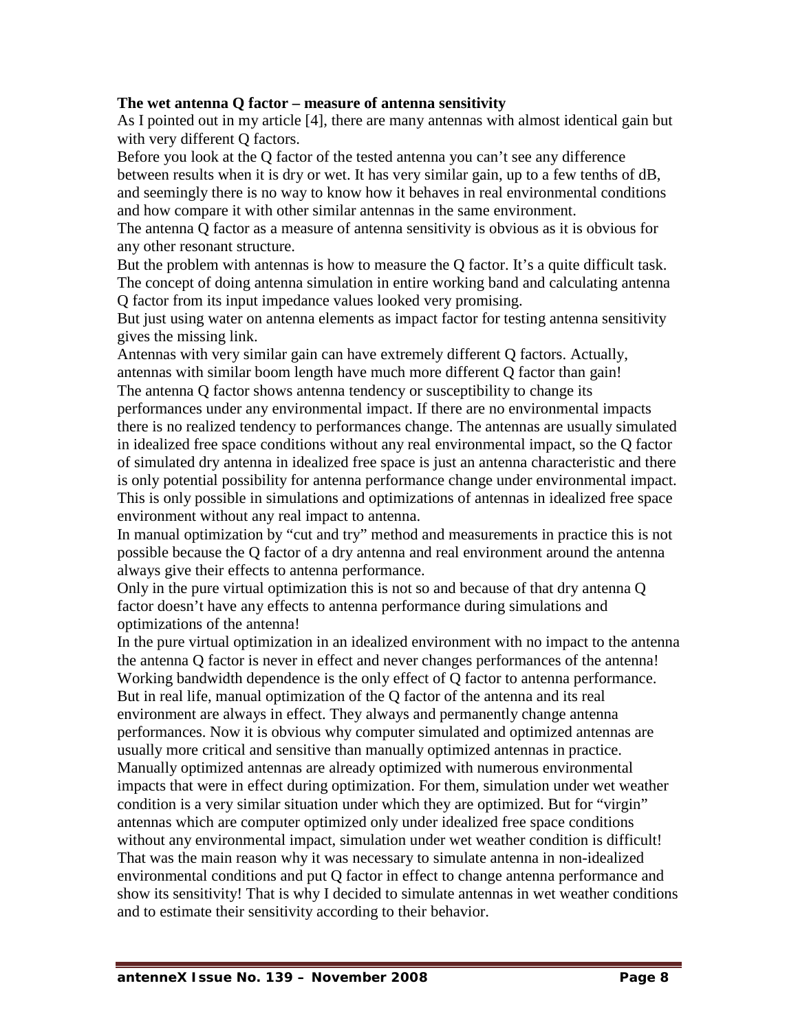**The wet antenna Q factor – measure of antenna sensitivity**

As I pointed out in my article [4], there are many antennas with almost identical gain but with very different Q factors.

Before you look at the Q factor of the tested antenna you can't see any difference between results when it is dry or wet. It has very similar gain, up to a few tenths of dB, and seemingly there is no way to know how it behaves in real environmental conditions and how compare it with other similar antennas in the same environment.

The antenna Q factor as a measure of antenna sensitivity is obvious as it is obvious for any other resonant structure.

But the problem with antennas is how to measure the Q factor. It's a quite difficult task. The concept of doing antenna simulation in entire working band and calculating antenna Q factor from its input impedance values looked very promising.

But just using water on antenna elements as impact factor for testing antenna sensitivity gives the missing link.

Antennas with very similar gain can have extremely different Q factors. Actually, antennas with similar boom length have much more different Q factor than gain!

The antenna Q factor shows antenna tendency or susceptibility to change its performances under any environmental impact. If there are no environmental impacts there is no realized tendency to performances change. The antennas are usually simulated in idealized free space conditions without any real environmental impact, so the Q factor of simulated dry antenna in idealized free space is just an antenna characteristic and there is only potential possibility for antenna performance change under environmental impact. This is only possible in simulations and optimizations of antennas in idealized free space environment without any real impact to antenna.

In manual optimization by "cut and try" method and measurements in practice this is not possible because the Q factor of a dry antenna and real environment around the antenna always give their effects to antenna performance.

Only in the pure virtual optimization this is not so and because of that dry antenna Q factor doesn't have any effects to antenna performance during simulations and optimizations of the antenna!

In the pure virtual optimization in an idealized environment with no impact to the antenna the antenna Q factor is never in effect and never changes performances of the antenna! Working bandwidth dependence is the only effect of Q factor to antenna performance.

But in real life, manual optimization of the Q factor of the antenna and its real environment are always in effect. They always and permanently change antenna performances. Now it is obvious why computer simulated and optimized antennas are usually more critical and sensitive than manually optimized antennas in practice.

Manually optimized antennas are already optimized with numerous environmental impacts that were in effect during optimization. For them, simulation under wet weather condition is a very similar situation under which they are optimized. But for "virgin" antennas which are computer optimized only under idealized free space conditions without any environmental impact, simulation under wet weather condition is difficult!

That was the main reason why it was necessary to simulate antenna in non-idealized environmental conditions and put Q factor in effect to change antenna performance and show its sensitivity! That is why I decided to simulate antennas in wet weather conditions and to estimate their sensitivity according to their behavior.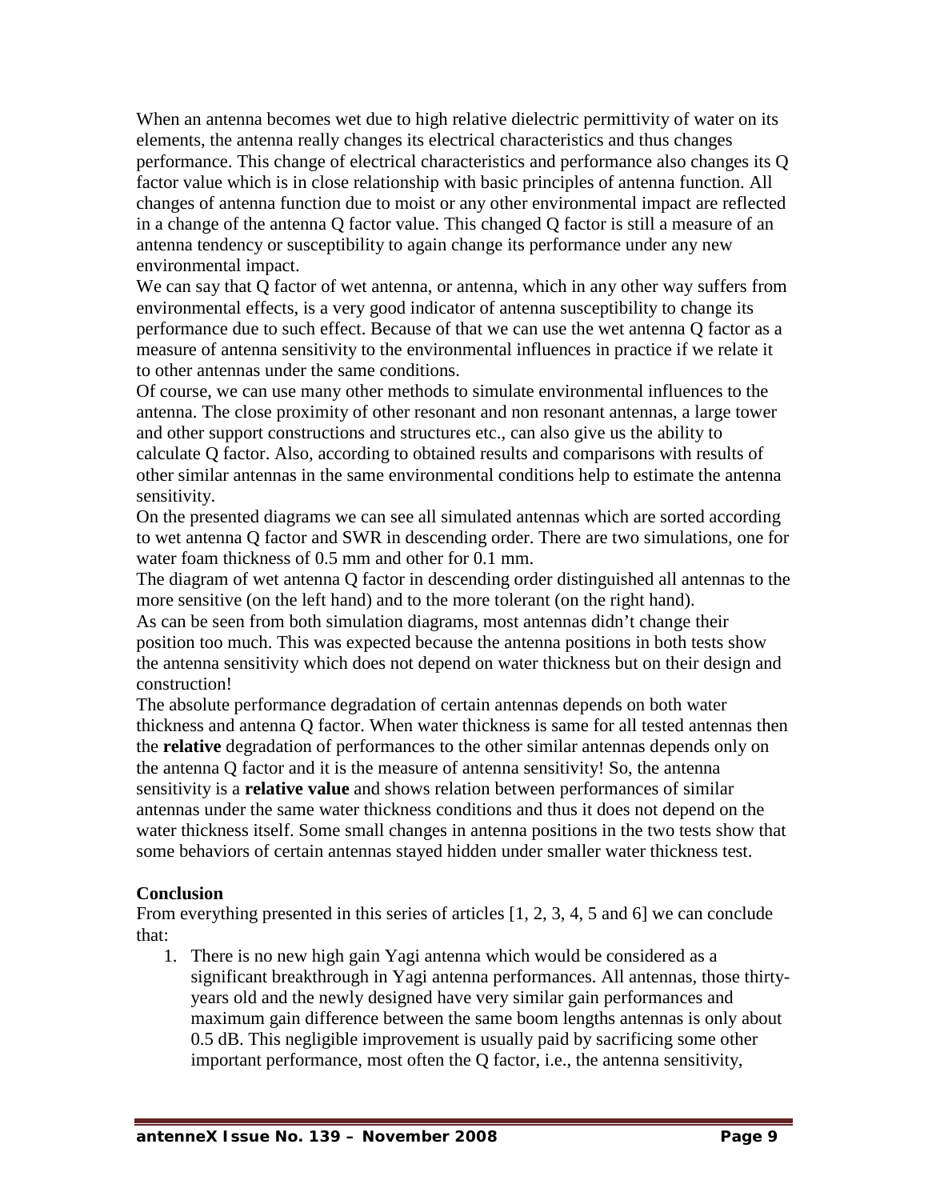When an antenna becomes wet due to high relative dielectric permittivity of water on its elements, the antenna really changes its electrical characteristics and thus changes performance. This change of electrical characteristics and performance also changes its Q factor value which is in close relationship with basic principles of antenna function. All changes of antenna function due to moist or any other environmental impact are reflected in a change of the antenna Q factor value. This changed Q factor is still a measure of an antenna tendency or susceptibility to again change its performance under any new environmental impact.

We can say that Q factor of wet antenna, or antenna, which in any other way suffers from environmental effects, is a very good indicator of antenna susceptibility to change its performance due to such effect. Because of that we can use the wet antenna Q factor as a measure of antenna sensitivity to the environmental influences in practice if we relate it to other antennas under the same conditions.

Of course, we can use many other methods to simulate environmental influences to the antenna. The close proximity of other resonant and non resonant antennas, a large tower and other support constructions and structures etc., can also give us the ability to calculate Q factor. Also, according to obtained results and comparisons with results of other similar antennas in the same environmental conditions help to estimate the antenna sensitivity.

On the presented diagrams we can see all simulated antennas which are sorted according to wet antenna Q factor and SWR in descending order. There are two simulations, one for water foam thickness of 0.5 mm and other for 0.1 mm.

The diagram of wet antenna Q factor in descending order distinguished all antennas to the more sensitive (on the left hand) and to the more tolerant (on the right hand).

As can be seen from both simulation diagrams, most antennas didn't change their position too much. This was expected because the antenna positions in both tests show the antenna sensitivity which does not depend on water thickness but on their design and construction!

The absolute performance degradation of certain antennas depends on both water thickness and antenna Q factor. When water thickness is same for all tested antennas then the **relative** degradation of performances to the other similar antennas depends only on the antenna Q factor and it is the measure of antenna sensitivity! So, the antenna sensitivity is a **relative value** and shows relation between performances of similar antennas under the same water thickness conditions and thus it does not depend on the water thickness itself. Some small changes in antenna positions in the two tests show that some behaviors of certain antennas stayed hidden under smaller water thickness test.

**Conclusion**

From everything presented in this series of articles [1, 2, 3, 4, 5 and 6] we can conclude that:

1. There is no new high gain Yagi antenna which would be considered as a significant breakthrough in Yagi antenna performances. All antennas, those thirty-years old and the newly designed have very similar gain performances and maximum gain difference between the same boom lengths antennas is only about 0.5 dB. This negligible improvement is usually paid by sacrificing some other important performance, most often the Q factor, i.e., the antenna sensitivity,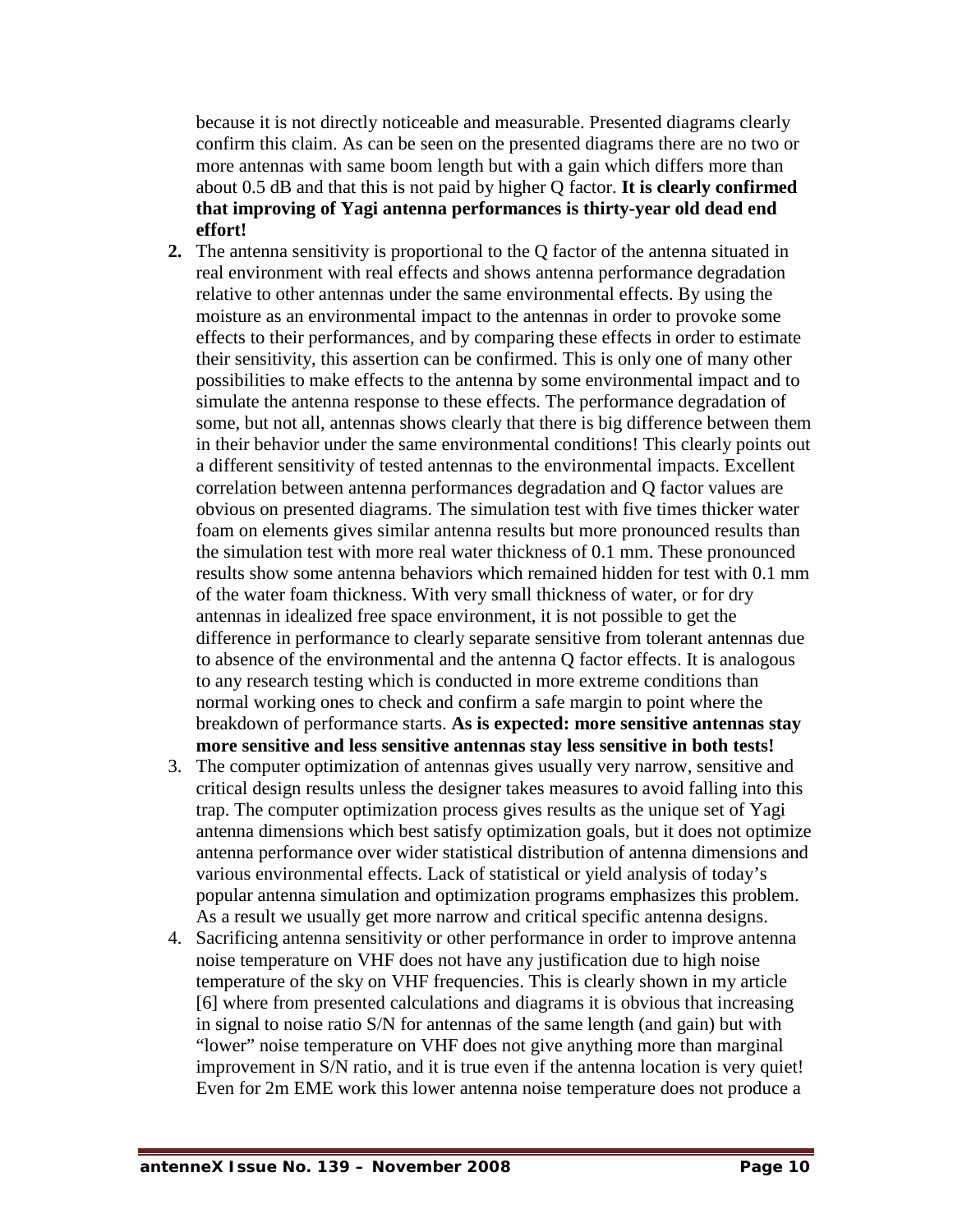because it is not directly noticeable and measurable. Presented diagrams clearly confirm this claim. As can be seen on the presented diagrams there are no two or more antennas with same boom length but with a gain which differs more than about 0.5 dB and that this is not paid by higher Q factor. **It is clearly confirmed that improving of Yagi antenna performances is thirty-year old dead end effort!**

2. The antenna sensitivity is proportional to the Q factor of the antenna situated in real environment with real effects and shows antenna performance degradation relative to other antennas under the same environmental effects. By using the moisture as an environmental impact to the antennas in order to provoke some effects to their performances, and by comparing these effects in order to estimate their sensitivity, this assertion can be confirmed. This is only one of many other possibilities to make effects to the antenna by some environmental impact and to simulate the antenna response to these effects. The performance degradation of some, but not all, antennas shows clearly that there is big difference between them in their behavior under the same environmental conditions! This clearly points out a different sensitivity of tested antennas to the environmental impacts. Excellent correlation between antenna performances degradation and Q factor values are obvious on presented diagrams. The simulation test with five times thicker water foam on elements gives similar antenna results but more pronounced results than the simulation test with more real water thickness of 0.1 mm. These pronounced results show some antenna behaviors which remained hidden for test with 0.1 mm of the water foam thickness. With very small thickness of water, or for dry antennas in idealized free space environment, it is not possible to get the difference in performance to clearly separate sensitive from tolerant antennas due to absence of the environmental and the antenna Q factor effects. It is analogous to any research testing which is conducted in more extreme conditions than normal working ones to check and confirm a safe margin to point where the breakdown of performance starts. **As is expected: more sensitive antennas stay more sensitive and less sensitive antennas stay less sensitive in both tests!**
3. The computer optimization of antennas gives usually very narrow, sensitive and critical design results unless the designer takes measures to avoid falling into this trap. The computer optimization process gives results as the unique set of Yagi antenna dimensions which best satisfy optimization goals, but it does not optimize antenna performance over wider statistical distribution of antenna dimensions and various environmental effects. Lack of statistical or yield analysis of today's popular antenna simulation and optimization programs emphasizes this problem. As a result we usually get more narrow and critical specific antenna designs.
4. Sacrificing antenna sensitivity or other performance in order to improve antenna noise temperature on VHF does not have any justification due to high noise temperature of the sky on VHF frequencies. This is clearly shown in my article [6] where from presented calculations and diagrams it is obvious that increasing in signal to noise ratio S/N for antennas of the same length (and gain) but with "lower" noise temperature on VHF does not give anything more than marginal improvement in S/N ratio, and it is true even if the antenna location is very quiet! Even for 2m EME work this lower antenna noise temperature does not produce a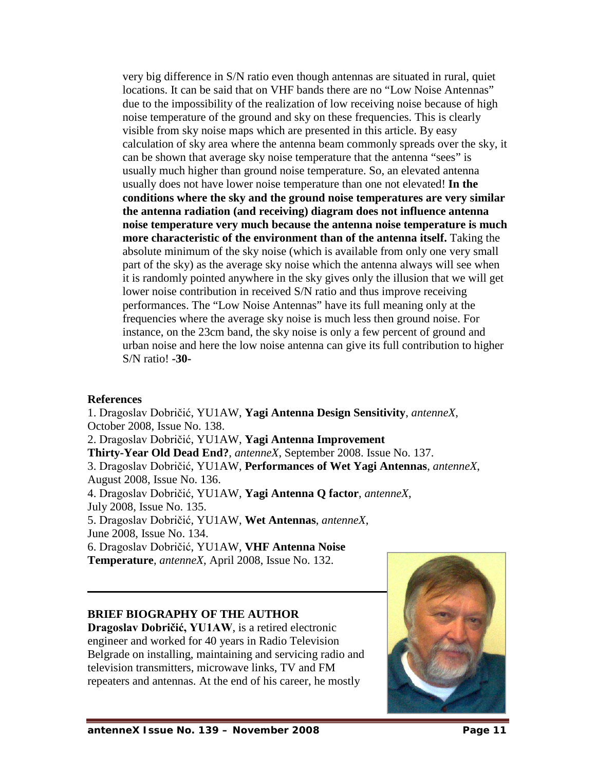very big difference in S/N ratio even though antennas are situated in rural, quiet locations. It can be said that on VHF bands there are no "Low Noise Antennas" due to the impossibility of the realization of low receiving noise because of high noise temperature of the ground and sky on these frequencies. This is clearly visible from sky noise maps which are presented in this article. By easy calculation of sky area where the antenna beam commonly spreads over the sky, it can be shown that average sky noise temperature that the antenna "sees" is usually much higher than ground noise temperature. So, an elevated antenna usually does not have lower noise temperature than one not elevated! **In the conditions where the sky and the ground noise temperatures are very similar the antenna radiation (and receiving) diagram does not influence antenna noise temperature very much because the antenna noise temperature is much more characteristic of the environment than of the antenna itself.** Taking the absolute minimum of the sky noise (which is available from only one very small part of the sky) as the average sky noise which the antenna always will see when it is randomly pointed anywhere in the sky gives only the illusion that we will get lower noise contribution in received S/N ratio and thus improve receiving performances. The "Low Noise Antennas" have its full meaning only at the frequencies where the average sky noise is much less then ground noise. For instance, on the 23cm band, the sky noise is only a few percent of ground and urban noise and here the low noise antenna can give its full contribution to higher S/N ratio! **-30-**

## References

1. Dragoslav Dobričić, YU1AW, **Yagi Antenna Design Sensitivity**, *antenneX*, October 2008, Issue No. 138.
2. Dragoslav Dobričić, YU1AW, **Yagi Antenna Improvement Thirty-Year Old Dead End?**, *antenneX*, September 2008. Issue No. 137.
3. Dragoslav Dobričić, YU1AW, **Performances of Wet Yagi Antennas**, *antenneX*, August 2008, Issue No. 136.
4. Dragoslav Dobričić, YU1AW, **Yagi Antenna Q factor**, *antenneX*, July 2008, Issue No. 135.
5. Dragoslav Dobričić, YU1AW, **Wet Antennas**, *antenneX*, June 2008, Issue No. 134.
6. Dragoslav Dobričić, YU1AW, **VHF Antenna Noise Temperature**, *antenneX*, April 2008, Issue No. 132.

---

## BRIEF BIOGRAPHY OF THE AUTHOR

**Dragoslav Dobričić, YU1AW**, is a retired electronic engineer and worked for 40 years in Radio Television Belgrade on installing, maintaining and servicing radio and television transmitters, microwave links, TV and FM repeaters and antennas. At the end of his career, he mostly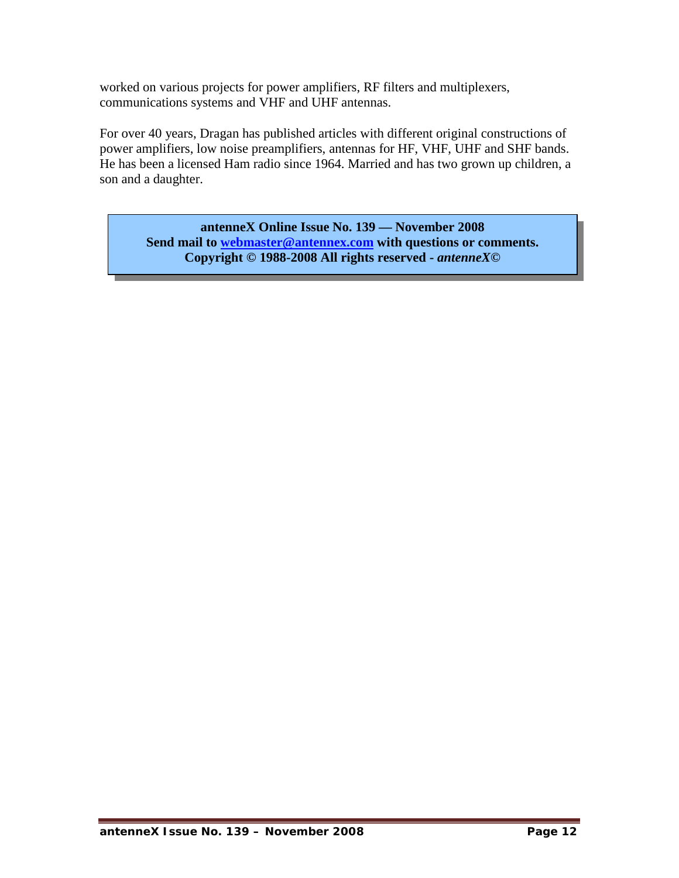worked on various projects for power amplifiers, RF filters and multiplexers, communications systems and VHF and UHF antennas.

For over 40 years, Dragan has published articles with different original constructions of power amplifiers, low noise preamplifiers, antennas for HF, VHF, UHF and SHF bands. He has been a licensed Ham radio since 1964. Married and has two grown up children, a son and a daughter.

**antenneX Online Issue No. 139 — November 2008**
**Send mail to webmaster@antennex.com with questions or comments.**
**Copyright © 1988-2008 All rights reserved -** ***antenneX©***